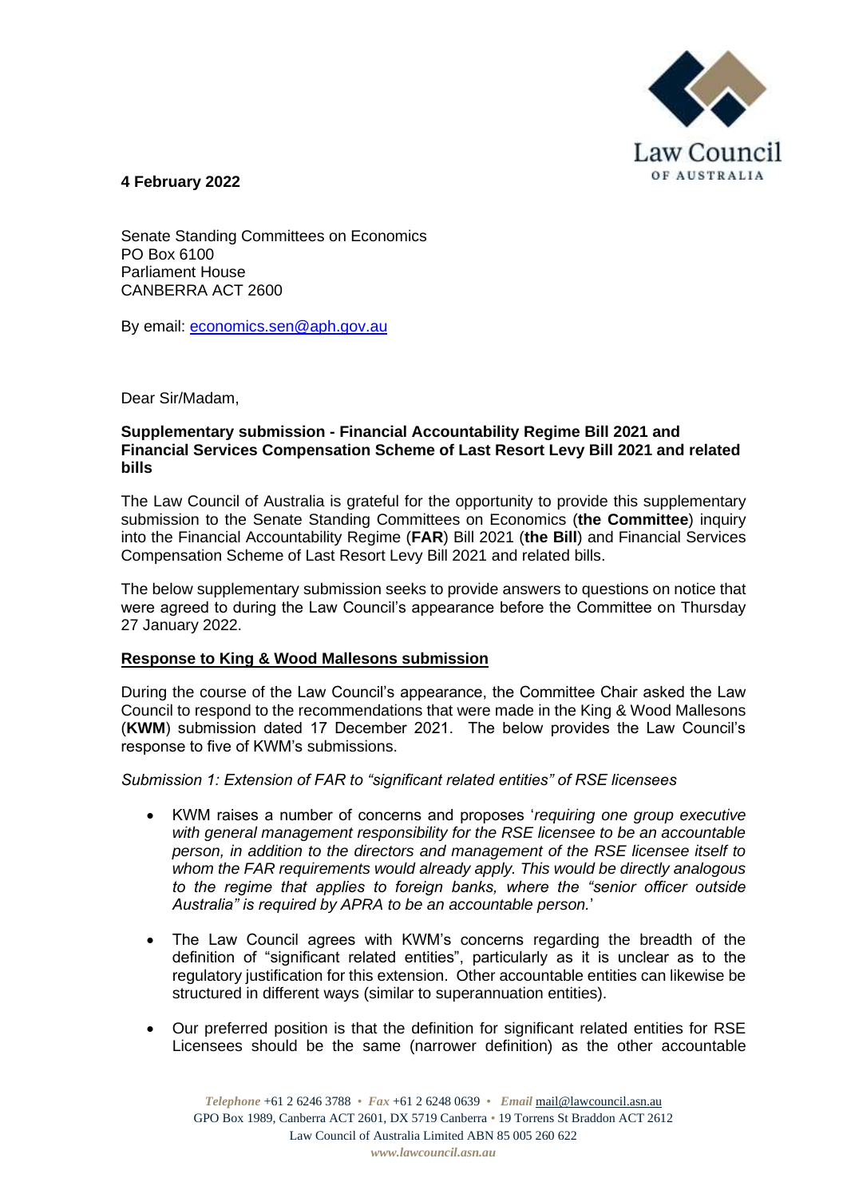**4 February 2022**

Senate Standing Committees on Economics
PO Box 6100
Parliament House
CANBERRA ACT 2600

By email: economics.sen@aph.gov.au

Dear Sir/Madam,

**Supplementary submission - Financial Accountability Regime Bill 2021 and Financial Services Compensation Scheme of Last Resort Levy Bill 2021 and related bills**

The Law Council of Australia is grateful for the opportunity to provide this supplementary submission to the Senate Standing Committees on Economics (**the Committee**) inquiry into the Financial Accountability Regime (**FAR**) Bill 2021 (**the Bill**) and Financial Services Compensation Scheme of Last Resort Levy Bill 2021 and related bills.

The below supplementary submission seeks to provide answers to questions on notice that were agreed to during the Law Council's appearance before the Committee on Thursday 27 January 2022.

**Response to King & Wood Mallesons submission**

During the course of the Law Council's appearance, the Committee Chair asked the Law Council to respond to the recommendations that were made in the King & Wood Mallesons (**KWM**) submission dated 17 December 2021. The below provides the Law Council's response to five of KWM's submissions.

*Submission 1: Extension of FAR to "significant related entities" of RSE licensees*

- KWM raises a number of concerns and proposes '*requiring one group executive with general management responsibility for the RSE licensee to be an accountable person, in addition to the directors and management of the RSE licensee itself to whom the FAR requirements would already apply. This would be directly analogous to the regime that applies to foreign banks, where the "senior officer outside Australia" is required by APRA to be an accountable person.*'
- The Law Council agrees with KWM's concerns regarding the breadth of the definition of "significant related entities", particularly as it is unclear as to the regulatory justification for this extension. Other accountable entities can likewise be structured in different ways (similar to superannuation entities).
- Our preferred position is that the definition for significant related entities for RSE Licensees should be the same (narrower definition) as the other accountable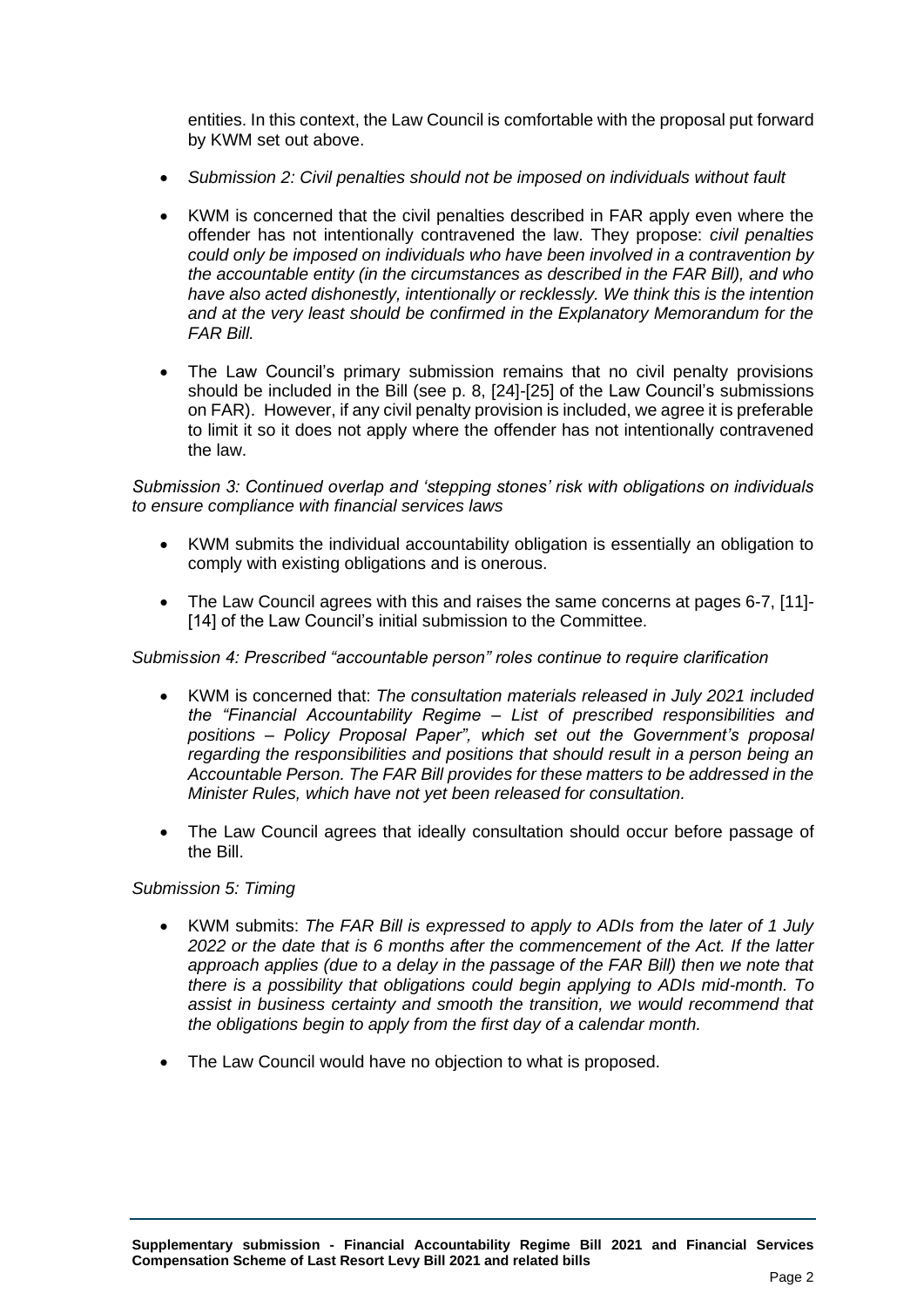entities. In this context, the Law Council is comfortable with the proposal put forward by KWM set out above.

- *Submission 2: Civil penalties should not be imposed on individuals without fault*

- KWM is concerned that the civil penalties described in FAR apply even where the offender has not intentionally contravened the law. They propose: *civil penalties could only be imposed on individuals who have been involved in a contravention by the accountable entity (in the circumstances as described in the FAR Bill), and who have also acted dishonestly, intentionally or recklessly. We think this is the intention and at the very least should be confirmed in the Explanatory Memorandum for the FAR Bill.*

- The Law Council's primary submission remains that no civil penalty provisions should be included in the Bill (see p. 8, [24]-[25] of the Law Council's submissions on FAR). However, if any civil penalty provision is included, we agree it is preferable to limit it so it does not apply where the offender has not intentionally contravened the law.

*Submission 3: Continued overlap and 'stepping stones' risk with obligations on individuals to ensure compliance with financial services laws*

- KWM submits the individual accountability obligation is essentially an obligation to comply with existing obligations and is onerous.

- The Law Council agrees with this and raises the same concerns at pages 6-7, [11]-[14] of the Law Council's initial submission to the Committee.

*Submission 4: Prescribed "accountable person" roles continue to require clarification*

- KWM is concerned that: *The consultation materials released in July 2021 included the "Financial Accountability Regime – List of prescribed responsibilities and positions – Policy Proposal Paper", which set out the Government's proposal regarding the responsibilities and positions that should result in a person being an Accountable Person. The FAR Bill provides for these matters to be addressed in the Minister Rules, which have not yet been released for consultation.*

- The Law Council agrees that ideally consultation should occur before passage of the Bill.

*Submission 5: Timing*

- KWM submits: *The FAR Bill is expressed to apply to ADIs from the later of 1 July 2022 or the date that is 6 months after the commencement of the Act. If the latter approach applies (due to a delay in the passage of the FAR Bill) then we note that there is a possibility that obligations could begin applying to ADIs mid-month. To assist in business certainty and smooth the transition, we would recommend that the obligations begin to apply from the first day of a calendar month.*

- The Law Council would have no objection to what is proposed.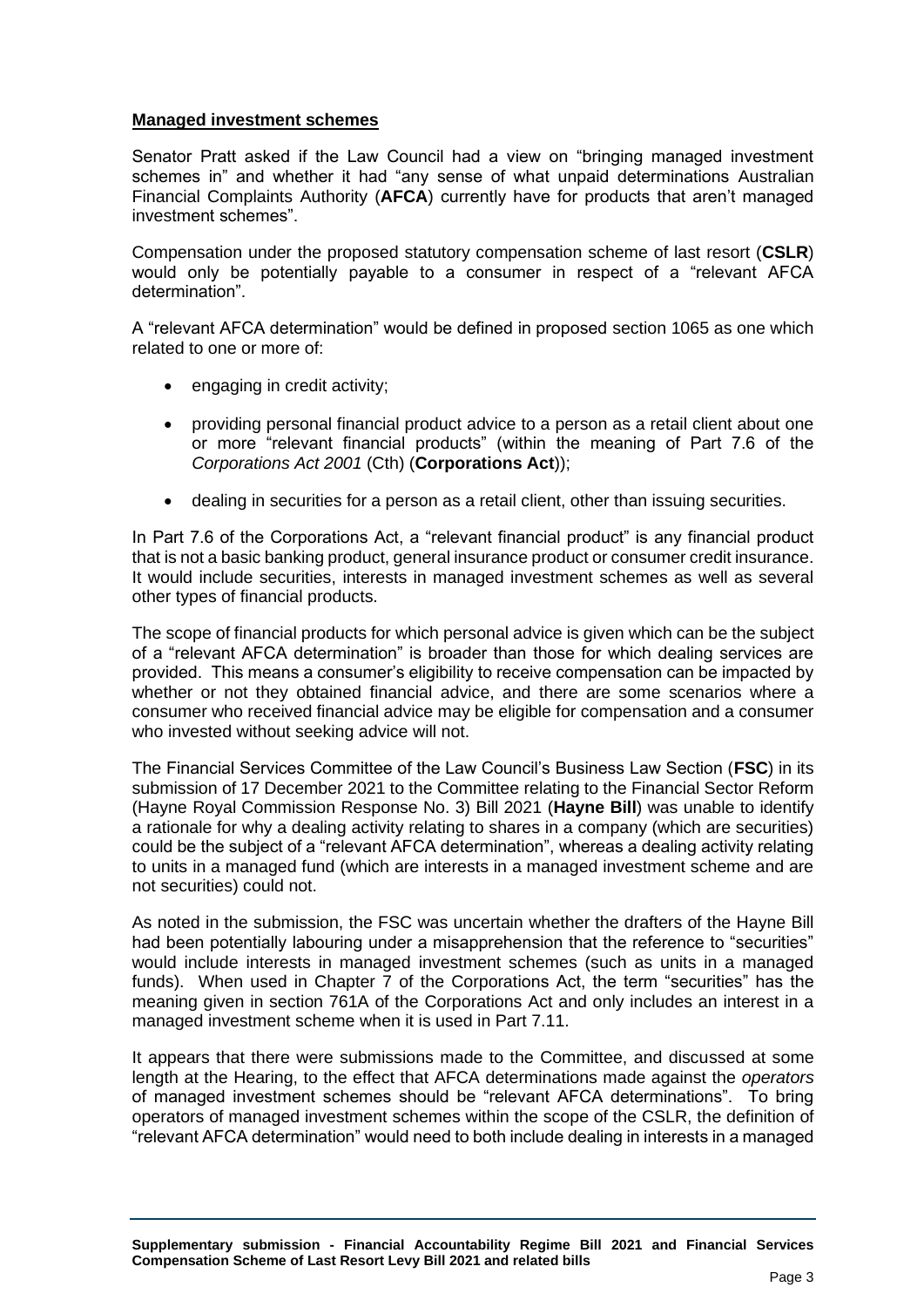**Managed investment schemes**

Senator Pratt asked if the Law Council had a view on "bringing managed investment schemes in" and whether it had "any sense of what unpaid determinations Australian Financial Complaints Authority (**AFCA**) currently have for products that aren't managed investment schemes".

Compensation under the proposed statutory compensation scheme of last resort (**CSLR**) would only be potentially payable to a consumer in respect of a "relevant AFCA determination".

A "relevant AFCA determination" would be defined in proposed section 1065 as one which related to one or more of:

- engaging in credit activity;
- providing personal financial product advice to a person as a retail client about one or more "relevant financial products" (within the meaning of Part 7.6 of the *Corporations Act 2001* (Cth) (**Corporations Act**));
- dealing in securities for a person as a retail client, other than issuing securities.

In Part 7.6 of the Corporations Act, a "relevant financial product" is any financial product that is not a basic banking product, general insurance product or consumer credit insurance. It would include securities, interests in managed investment schemes as well as several other types of financial products.

The scope of financial products for which personal advice is given which can be the subject of a "relevant AFCA determination" is broader than those for which dealing services are provided. This means a consumer's eligibility to receive compensation can be impacted by whether or not they obtained financial advice, and there are some scenarios where a consumer who received financial advice may be eligible for compensation and a consumer who invested without seeking advice will not.

The Financial Services Committee of the Law Council's Business Law Section (**FSC**) in its submission of 17 December 2021 to the Committee relating to the Financial Sector Reform (Hayne Royal Commission Response No. 3) Bill 2021 (**Hayne Bill**) was unable to identify a rationale for why a dealing activity relating to shares in a company (which are securities) could be the subject of a "relevant AFCA determination", whereas a dealing activity relating to units in a managed fund (which are interests in a managed investment scheme and are not securities) could not.

As noted in the submission, the FSC was uncertain whether the drafters of the Hayne Bill had been potentially labouring under a misapprehension that the reference to "securities" would include interests in managed investment schemes (such as units in a managed funds). When used in Chapter 7 of the Corporations Act, the term "securities" has the meaning given in section 761A of the Corporations Act and only includes an interest in a managed investment scheme when it is used in Part 7.11.

It appears that there were submissions made to the Committee, and discussed at some length at the Hearing, to the effect that AFCA determinations made against the *operators* of managed investment schemes should be "relevant AFCA determinations". To bring operators of managed investment schemes within the scope of the CSLR, the definition of "relevant AFCA determination" would need to both include dealing in interests in a managed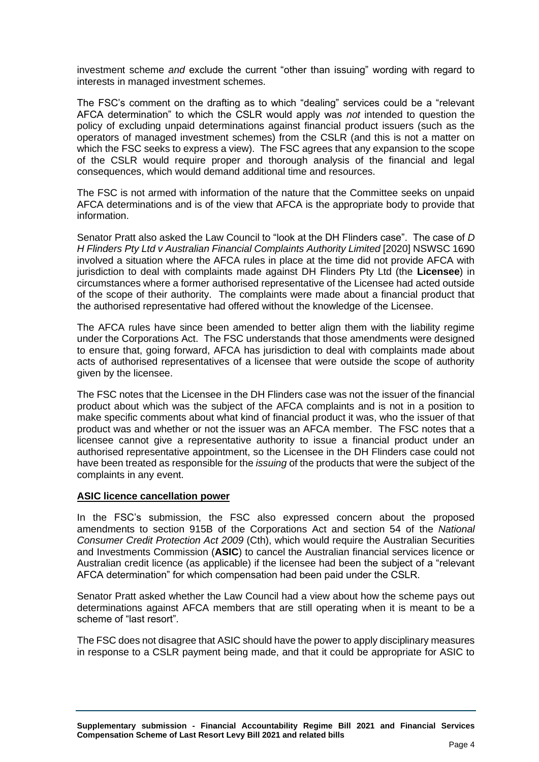investment scheme *and* exclude the current "other than issuing" wording with regard to interests in managed investment schemes.

The FSC's comment on the drafting as to which "dealing" services could be a "relevant AFCA determination" to which the CSLR would apply was *not* intended to question the policy of excluding unpaid determinations against financial product issuers (such as the operators of managed investment schemes) from the CSLR (and this is not a matter on which the FSC seeks to express a view). The FSC agrees that any expansion to the scope of the CSLR would require proper and thorough analysis of the financial and legal consequences, which would demand additional time and resources.

The FSC is not armed with information of the nature that the Committee seeks on unpaid AFCA determinations and is of the view that AFCA is the appropriate body to provide that information.

Senator Pratt also asked the Law Council to "look at the DH Flinders case". The case of *D H Flinders Pty Ltd v Australian Financial Complaints Authority Limited* [2020] NSWSC 1690 involved a situation where the AFCA rules in place at the time did not provide AFCA with jurisdiction to deal with complaints made against DH Flinders Pty Ltd (the **Licensee**) in circumstances where a former authorised representative of the Licensee had acted outside of the scope of their authority. The complaints were made about a financial product that the authorised representative had offered without the knowledge of the Licensee.

The AFCA rules have since been amended to better align them with the liability regime under the Corporations Act. The FSC understands that those amendments were designed to ensure that, going forward, AFCA has jurisdiction to deal with complaints made about acts of authorised representatives of a licensee that were outside the scope of authority given by the licensee.

The FSC notes that the Licensee in the DH Flinders case was not the issuer of the financial product about which was the subject of the AFCA complaints and is not in a position to make specific comments about what kind of financial product it was, who the issuer of that product was and whether or not the issuer was an AFCA member. The FSC notes that a licensee cannot give a representative authority to issue a financial product under an authorised representative appointment, so the Licensee in the DH Flinders case could not have been treated as responsible for the *issuing* of the products that were the subject of the complaints in any event.

## ASIC licence cancellation power

In the FSC's submission, the FSC also expressed concern about the proposed amendments to section 915B of the Corporations Act and section 54 of the *National Consumer Credit Protection Act 2009* (Cth), which would require the Australian Securities and Investments Commission (**ASIC**) to cancel the Australian financial services licence or Australian credit licence (as applicable) if the licensee had been the subject of a "relevant AFCA determination" for which compensation had been paid under the CSLR.

Senator Pratt asked whether the Law Council had a view about how the scheme pays out determinations against AFCA members that are still operating when it is meant to be a scheme of "last resort".

The FSC does not disagree that ASIC should have the power to apply disciplinary measures in response to a CSLR payment being made, and that it could be appropriate for ASIC to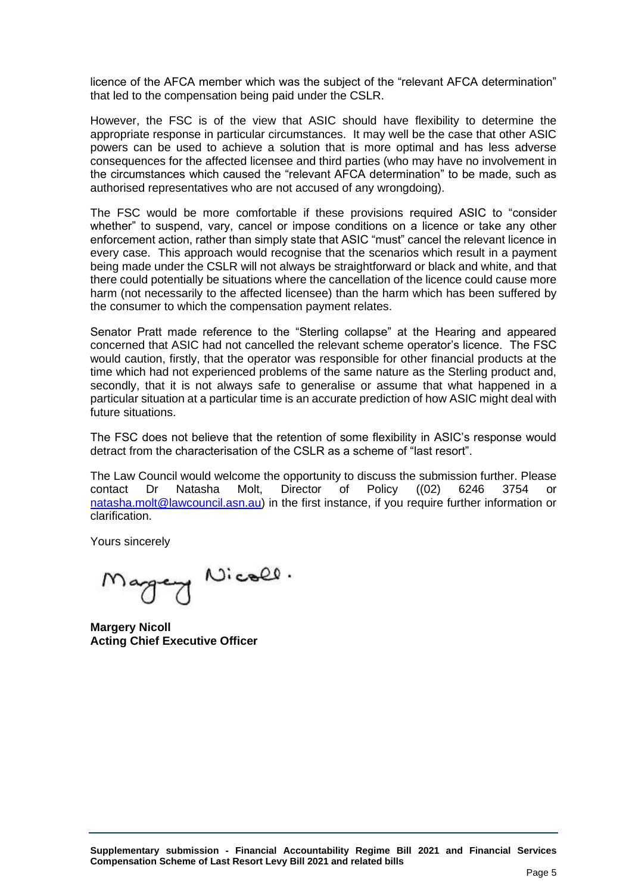licence of the AFCA member which was the subject of the "relevant AFCA determination" that led to the compensation being paid under the CSLR.

However, the FSC is of the view that ASIC should have flexibility to determine the appropriate response in particular circumstances. It may well be the case that other ASIC powers can be used to achieve a solution that is more optimal and has less adverse consequences for the affected licensee and third parties (who may have no involvement in the circumstances which caused the "relevant AFCA determination" to be made, such as authorised representatives who are not accused of any wrongdoing).

The FSC would be more comfortable if these provisions required ASIC to "consider whether" to suspend, vary, cancel or impose conditions on a licence or take any other enforcement action, rather than simply state that ASIC "must" cancel the relevant licence in every case. This approach would recognise that the scenarios which result in a payment being made under the CSLR will not always be straightforward or black and white, and that there could potentially be situations where the cancellation of the licence could cause more harm (not necessarily to the affected licensee) than the harm which has been suffered by the consumer to which the compensation payment relates.

Senator Pratt made reference to the "Sterling collapse" at the Hearing and appeared concerned that ASIC had not cancelled the relevant scheme operator's licence. The FSC would caution, firstly, that the operator was responsible for other financial products at the time which had not experienced problems of the same nature as the Sterling product and, secondly, that it is not always safe to generalise or assume that what happened in a particular situation at a particular time is an accurate prediction of how ASIC might deal with future situations.

The FSC does not believe that the retention of some flexibility in ASIC's response would detract from the characterisation of the CSLR as a scheme of "last resort".

The Law Council would welcome the opportunity to discuss the submission further. Please contact Dr Natasha Molt, Director of Policy ((02) 6246 3754 or natasha.molt@lawcouncil.asn.au) in the first instance, if you require further information or clarification.

Yours sincerely

Margery Nicoll.

**Margery Nicoll**
**Acting Chief Executive Officer**